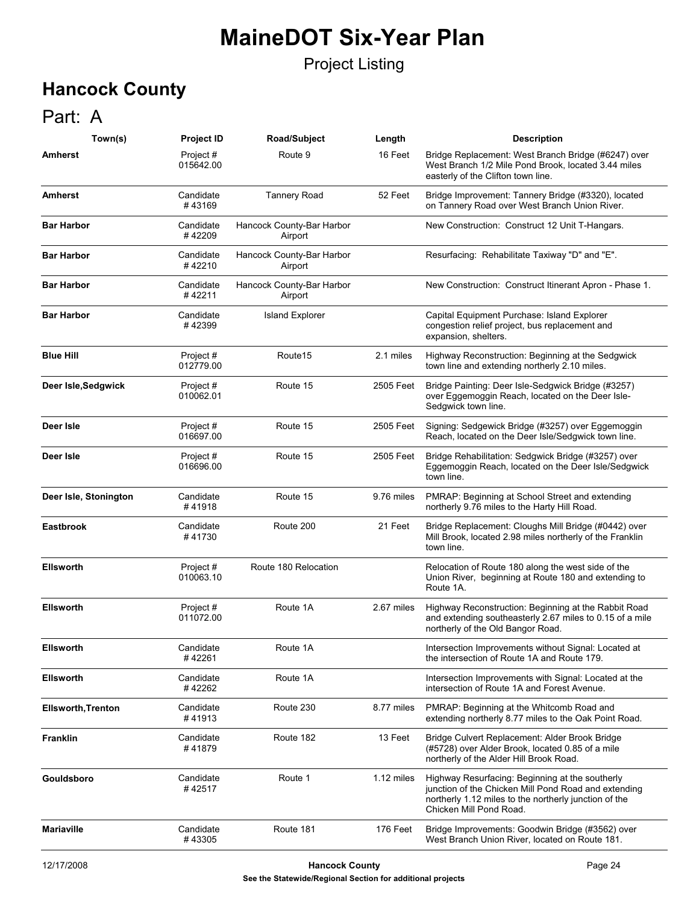# MaineDOT Six-Year Plan

Project Listing

## Hancock County

## Part: A

| Town(s) | Project ID | Road/Subject | Length | Description |
|---|---|---|---|---|
| **Amherst** | Project # 015642.00 | Route 9 | 16 Feet | Bridge Replacement: West Branch Bridge (#6247) over West Branch 1/2 Mile Pond Brook, located 3.44 miles easterly of the Clifton town line. |
| **Amherst** | Candidate # 43169 | Tannery Road | 52 Feet | Bridge Improvement: Tannery Bridge (#3320), located on Tannery Road over West Branch Union River. |
| **Bar Harbor** | Candidate # 42209 | Hancock County-Bar Harbor Airport | | New Construction: Construct 12 Unit T-Hangars. |
| **Bar Harbor** | Candidate # 42210 | Hancock County-Bar Harbor Airport | | Resurfacing: Rehabilitate Taxiway "D" and "E". |
| **Bar Harbor** | Candidate # 42211 | Hancock County-Bar Harbor Airport | | New Construction: Construct Itinerant Apron - Phase 1. |
| **Bar Harbor** | Candidate # 42399 | Island Explorer | | Capital Equipment Purchase: Island Explorer congestion relief project, bus replacement and expansion, shelters. |
| **Blue Hill** | Project # 012779.00 | Route15 | 2.1 miles | Highway Reconstruction: Beginning at the Sedgwick town line and extending northerly 2.10 miles. |
| **Deer Isle,Sedgwick** | Project # 010062.01 | Route 15 | 2505 Feet | Bridge Painting: Deer Isle-Sedgwick Bridge (#3257) over Eggemoggin Reach, located on the Deer Isle-Sedgwick town line. |
| **Deer Isle** | Project # 016697.00 | Route 15 | 2505 Feet | Signing: Sedgewick Bridge (#3257) over Eggemoggin Reach, located on the Deer Isle/Sedgwick town line. |
| **Deer Isle** | Project # 016696.00 | Route 15 | 2505 Feet | Bridge Rehabilitation: Sedgwick Bridge (#3257) over Eggemoggin Reach, located on the Deer Isle/Sedgwick town line. |
| **Deer Isle, Stonington** | Candidate # 41918 | Route 15 | 9.76 miles | PMRAP: Beginning at School Street and extending northerly 9.76 miles to the Harty Hill Road. |
| **Eastbrook** | Candidate # 41730 | Route 200 | 21 Feet | Bridge Replacement: Cloughs Mill Bridge (#0442) over Mill Brook, located 2.98 miles northerly of the Franklin town line. |
| **Ellsworth** | Project # 010063.10 | Route 180 Relocation | | Relocation of Route 180 along the west side of the Union River, beginning at Route 180 and extending to Route 1A. |
| **Ellsworth** | Project # 011072.00 | Route 1A | 2.67 miles | Highway Reconstruction: Beginning at the Rabbit Road and extending southeasterly 2.67 miles to 0.15 of a mile northerly of the Old Bangor Road. |
| **Ellsworth** | Candidate # 42261 | Route 1A | | Intersection Improvements without Signal: Located at the intersection of Route 1A and Route 179. |
| **Ellsworth** | Candidate # 42262 | Route 1A | | Intersection Improvements with Signal: Located at the intersection of Route 1A and Forest Avenue. |
| **Ellsworth,Trenton** | Candidate # 41913 | Route 230 | 8.77 miles | PMRAP: Beginning at the Whitcomb Road and extending northerly 8.77 miles to the Oak Point Road. |
| **Franklin** | Candidate # 41879 | Route 182 | 13 Feet | Bridge Culvert Replacement: Alder Brook Bridge (#5728) over Alder Brook, located 0.85 of a mile northerly of the Alder Hill Brook Road. |
| **Gouldsboro** | Candidate # 42517 | Route 1 | 1.12 miles | Highway Resurfacing: Beginning at the southerly junction of the Chicken Mill Pond Road and extending northerly 1.12 miles to the northerly junction of the Chicken Mill Pond Road. |
| **Mariaville** | Candidate # 43305 | Route 181 | 176 Feet | Bridge Improvements: Goodwin Bridge (#3562) over West Branch Union River, located on Route 181. |

**See the Statewide/Regional Section for additional projects**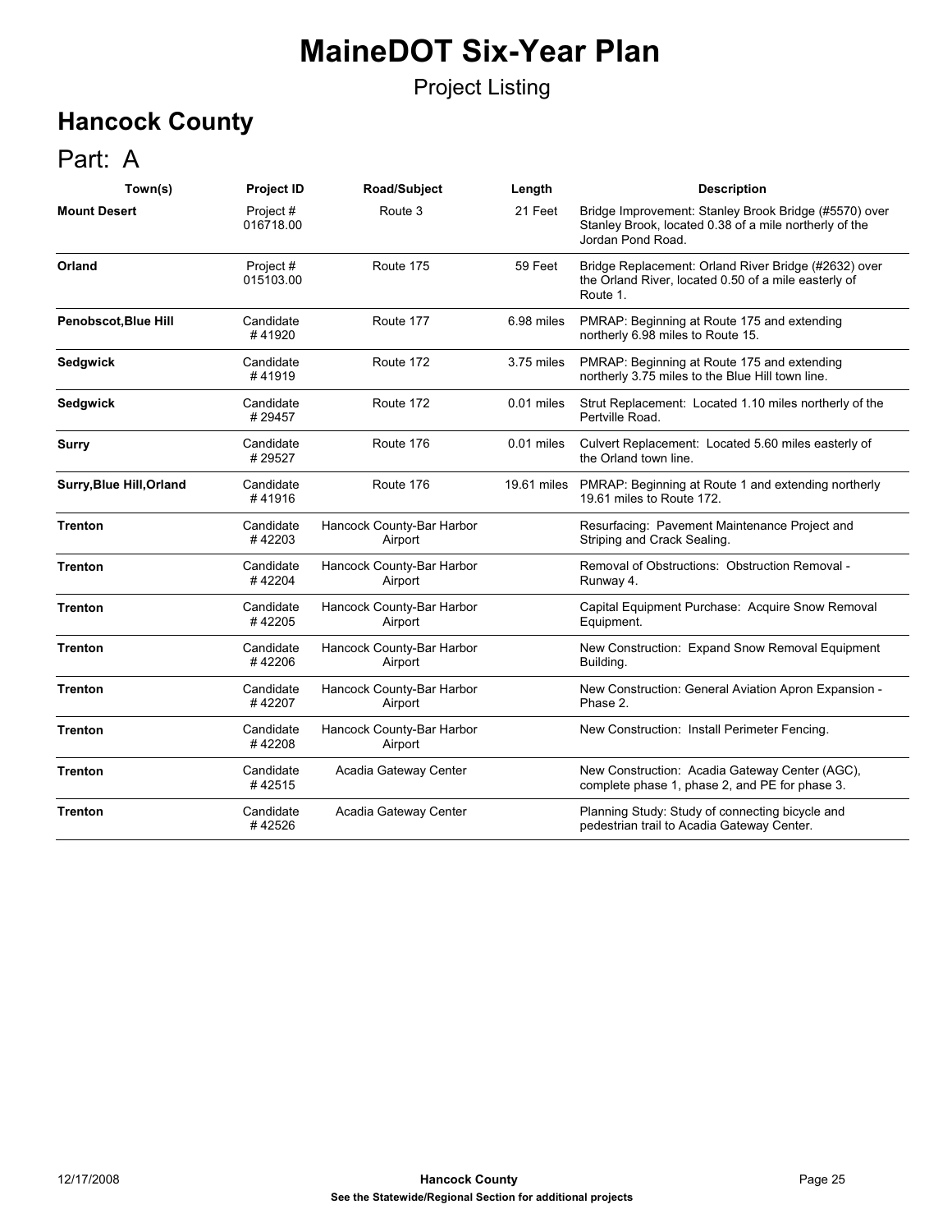# MaineDOT Six-Year Plan

Project Listing

## Hancock County

## Part: A

| Town(s) | Project ID | Road/Subject | Length | Description |
|---|---|---|---|---|
| **Mount Desert** | Project # 016718.00 | Route 3 | 21 Feet | Bridge Improvement: Stanley Brook Bridge (#5570) over Stanley Brook, located 0.38 of a mile northerly of the Jordan Pond Road. |
| **Orland** | Project # 015103.00 | Route 175 | 59 Feet | Bridge Replacement: Orland River Bridge (#2632) over the Orland River, located 0.50 of a mile easterly of Route 1. |
| **Penobscot,Blue Hill** | Candidate # 41920 | Route 177 | 6.98 miles | PMRAP: Beginning at Route 175 and extending northerly 6.98 miles to Route 15. |
| **Sedgwick** | Candidate # 41919 | Route 172 | 3.75 miles | PMRAP: Beginning at Route 175 and extending northerly 3.75 miles to the Blue Hill town line. |
| **Sedgwick** | Candidate # 29457 | Route 172 | 0.01 miles | Strut Replacement: Located 1.10 miles northerly of the Pertville Road. |
| **Surry** | Candidate # 29527 | Route 176 | 0.01 miles | Culvert Replacement: Located 5.60 miles easterly of the Orland town line. |
| **Surry,Blue Hill,Orland** | Candidate # 41916 | Route 176 | 19.61 miles | PMRAP: Beginning at Route 1 and extending northerly 19.61 miles to Route 172. |
| **Trenton** | Candidate # 42203 | Hancock County-Bar Harbor Airport | | Resurfacing: Pavement Maintenance Project and Striping and Crack Sealing. |
| **Trenton** | Candidate # 42204 | Hancock County-Bar Harbor Airport | | Removal of Obstructions: Obstruction Removal - Runway 4. |
| **Trenton** | Candidate # 42205 | Hancock County-Bar Harbor Airport | | Capital Equipment Purchase: Acquire Snow Removal Equipment. |
| **Trenton** | Candidate # 42206 | Hancock County-Bar Harbor Airport | | New Construction: Expand Snow Removal Equipment Building. |
| **Trenton** | Candidate # 42207 | Hancock County-Bar Harbor Airport | | New Construction: General Aviation Apron Expansion - Phase 2. |
| **Trenton** | Candidate # 42208 | Hancock County-Bar Harbor Airport | | New Construction: Install Perimeter Fencing. |
| **Trenton** | Candidate # 42515 | Acadia Gateway Center | | New Construction: Acadia Gateway Center (AGC), complete phase 1, phase 2, and PE for phase 3. |
| **Trenton** | Candidate # 42526 | Acadia Gateway Center | | Planning Study: Study of connecting bicycle and pedestrian trail to Acadia Gateway Center. |

See the Statewide/Regional Section for additional projects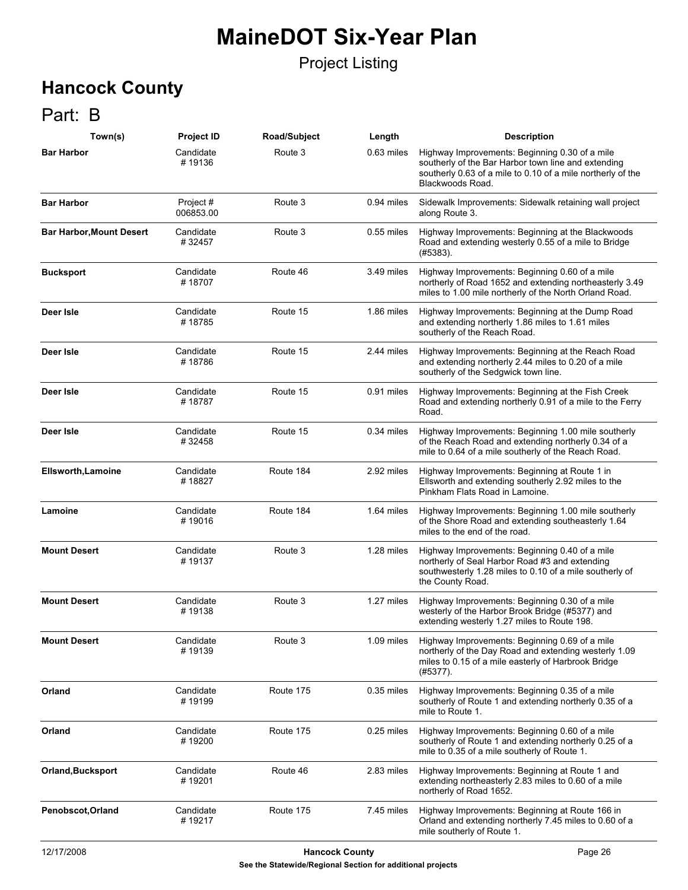# MaineDOT Six-Year Plan

Project Listing

## Hancock County

## Part: B

| Town(s) | Project ID | Road/Subject | Length | Description |
|---|---|---|---|---|
| **Bar Harbor** | Candidate # 19136 | Route 3 | 0.63 miles | Highway Improvements: Beginning 0.30 of a mile southerly of the Bar Harbor town line and extending southerly 0.63 of a mile to 0.10 of a mile northerly of the Blackwoods Road. |
| **Bar Harbor** | Project # 006853.00 | Route 3 | 0.94 miles | Sidewalk Improvements: Sidewalk retaining wall project along Route 3. |
| **Bar Harbor,Mount Desert** | Candidate # 32457 | Route 3 | 0.55 miles | Highway Improvements: Beginning at the Blackwoods Road and extending westerly 0.55 of a mile to Bridge (#5383). |
| **Bucksport** | Candidate # 18707 | Route 46 | 3.49 miles | Highway Improvements: Beginning 0.60 of a mile northerly of Road 1652 and extending northeasterly 3.49 miles to 1.00 mile northerly of the North Orland Road. |
| **Deer Isle** | Candidate # 18785 | Route 15 | 1.86 miles | Highway Improvements: Beginning at the Dump Road and extending northerly 1.86 miles to 1.61 miles southerly of the Reach Road. |
| **Deer Isle** | Candidate # 18786 | Route 15 | 2.44 miles | Highway Improvements: Beginning at the Reach Road and extending northerly 2.44 miles to 0.20 of a mile southerly of the Sedgwick town line. |
| **Deer Isle** | Candidate # 18787 | Route 15 | 0.91 miles | Highway Improvements: Beginning at the Fish Creek Road and extending northerly 0.91 of a mile to the Ferry Road. |
| **Deer Isle** | Candidate # 32458 | Route 15 | 0.34 miles | Highway Improvements: Beginning 1.00 mile southerly of the Reach Road and extending northerly 0.34 of a mile to 0.64 of a mile southerly of the Reach Road. |
| **Ellsworth,Lamoine** | Candidate # 18827 | Route 184 | 2.92 miles | Highway Improvements: Beginning at Route 1 in Ellsworth and extending southerly 2.92 miles to the Pinkham Flats Road in Lamoine. |
| **Lamoine** | Candidate # 19016 | Route 184 | 1.64 miles | Highway Improvements: Beginning 1.00 mile southerly of the Shore Road and extending southeasterly 1.64 miles to the end of the road. |
| **Mount Desert** | Candidate # 19137 | Route 3 | 1.28 miles | Highway Improvements: Beginning 0.40 of a mile northerly of Seal Harbor Road #3 and extending southwesterly 1.28 miles to 0.10 of a mile southerly of the County Road. |
| **Mount Desert** | Candidate # 19138 | Route 3 | 1.27 miles | Highway Improvements: Beginning 0.30 of a mile westerly of the Harbor Brook Bridge (#5377) and extending westerly 1.27 miles to Route 198. |
| **Mount Desert** | Candidate # 19139 | Route 3 | 1.09 miles | Highway Improvements: Beginning 0.69 of a mile northerly of the Day Road and extending westerly 1.09 miles to 0.15 of a mile easterly of Harbrook Bridge (#5377). |
| **Orland** | Candidate # 19199 | Route 175 | 0.35 miles | Highway Improvements: Beginning 0.35 of a mile southerly of Route 1 and extending northerly 0.35 of a mile to Route 1. |
| **Orland** | Candidate # 19200 | Route 175 | 0.25 miles | Highway Improvements: Beginning 0.60 of a mile southerly of Route 1 and extending northerly 0.25 of a mile to 0.35 of a mile southerly of Route 1. |
| **Orland,Bucksport** | Candidate # 19201 | Route 46 | 2.83 miles | Highway Improvements: Beginning at Route 1 and extending northeasterly 2.83 miles to 0.60 of a mile northerly of Road 1652. |
| **Penobscot,Orland** | Candidate # 19217 | Route 175 | 7.45 miles | Highway Improvements: Beginning at Route 166 in Orland and extending northerly 7.45 miles to 0.60 of a mile southerly of Route 1. |

**See the Statewide/Regional Section for additional projects**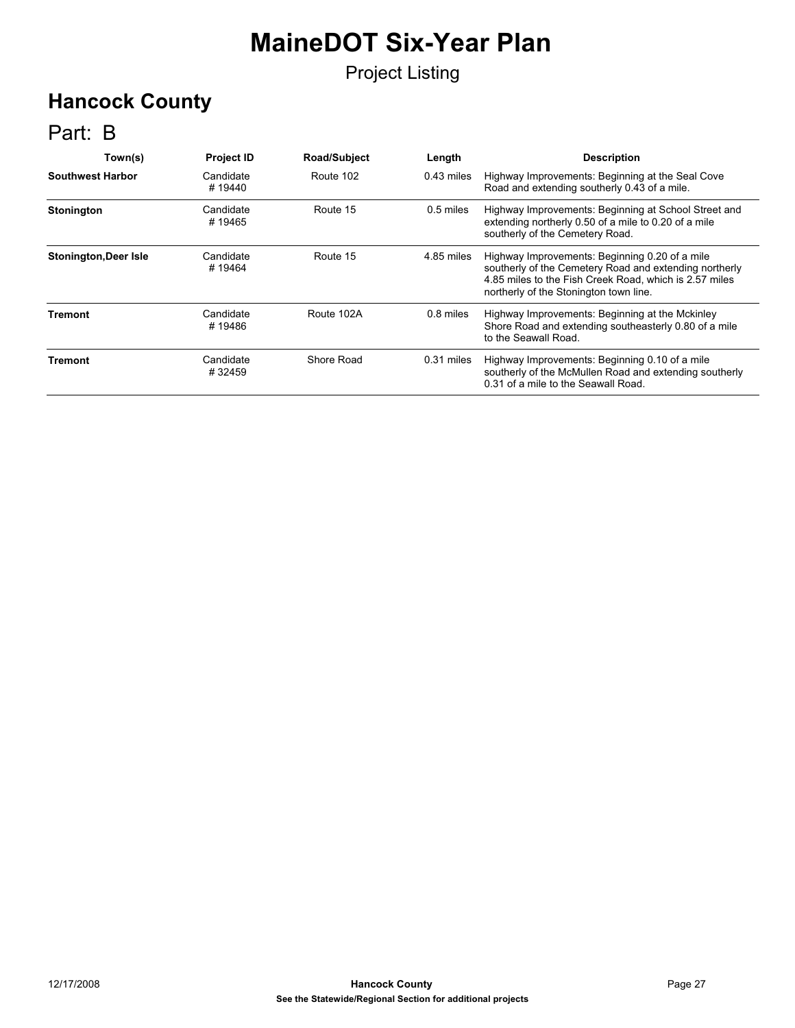# MaineDOT Six-Year Plan

Project Listing

## Hancock County

### Part: B

| Town(s) | Project ID | Road/Subject | Length | Description |
|---|---|---|---|---|
| **Southwest Harbor** | Candidate # 19440 | Route 102 | 0.43 miles | Highway Improvements: Beginning at the Seal Cove Road and extending southerly 0.43 of a mile. |
| **Stonington** | Candidate # 19465 | Route 15 | 0.5 miles | Highway Improvements: Beginning at School Street and extending northerly 0.50 of a mile to 0.20 of a mile southerly of the Cemetery Road. |
| **Stonington,Deer Isle** | Candidate # 19464 | Route 15 | 4.85 miles | Highway Improvements: Beginning 0.20 of a mile southerly of the Cemetery Road and extending northerly 4.85 miles to the Fish Creek Road, which is 2.57 miles northerly of the Stonington town line. |
| **Tremont** | Candidate # 19486 | Route 102A | 0.8 miles | Highway Improvements: Beginning at the Mckinley Shore Road and extending southeasterly 0.80 of a mile to the Seawall Road. |
| **Tremont** | Candidate # 32459 | Shore Road | 0.31 miles | Highway Improvements: Beginning 0.10 of a mile southerly of the McMullen Road and extending southerly 0.31 of a mile to the Seawall Road. |

**See the Statewide/Regional Section for additional projects**